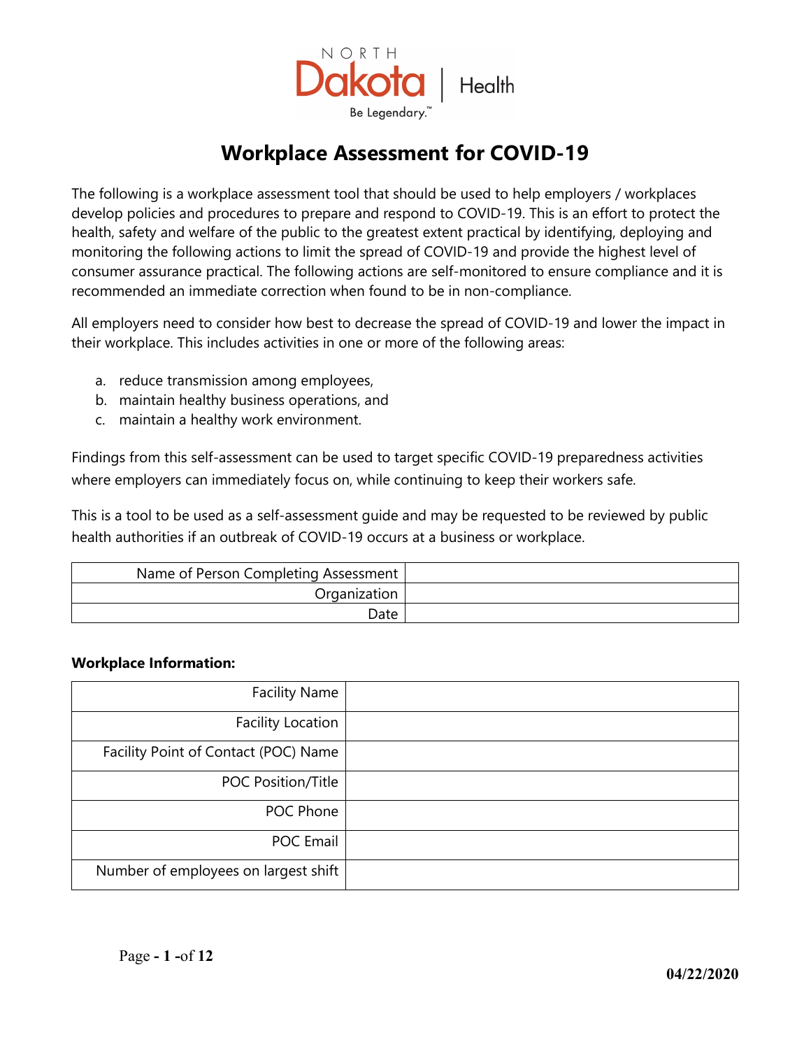NORTH Dakota | Health

Be Legendary.™

# Workplace Assessment for COVID-19

The following is a workplace assessment tool that should be used to help employers / workplaces develop policies and procedures to prepare and respond to COVID-19. This is an effort to protect the health, safety and welfare of the public to the greatest extent practical by identifying, deploying and monitoring the following actions to limit the spread of COVID-19 and provide the highest level of consumer assurance practical. The following actions are self-monitored to ensure compliance and it is recommended an immediate correction when found to be in non-compliance.

All employers need to consider how best to decrease the spread of COVID-19 and lower the impact in their workplace. This includes activities in one or more of the following areas:

a. reduce transmission among employees,
b. maintain healthy business operations, and
c. maintain a healthy work environment.

Findings from this self-assessment can be used to target specific COVID-19 preparedness activities where employers can immediately focus on, while continuing to keep their workers safe.

This is a tool to be used as a self-assessment guide and may be requested to be reviewed by public health authorities if an outbreak of COVID-19 occurs at a business or workplace.

| | |
|---|---|
| Name of Person Completing Assessment | |
| Organization | |
| Date | |

**Workplace Information:**

| | |
|---|---|
| Facility Name | |
| Facility Location | |
| Facility Point of Contact (POC) Name | |
| POC Position/Title | |
| POC Phone | |
| POC Email | |
| Number of employees on largest shift | |

**04/22/2020**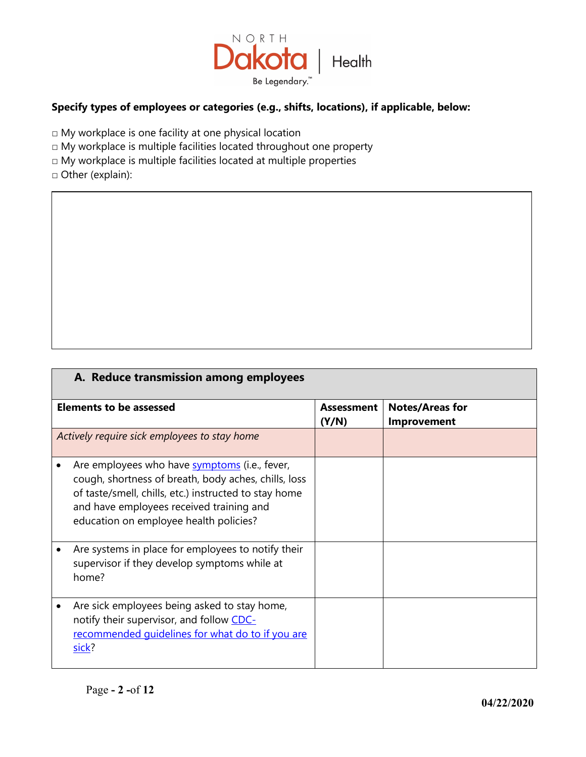**Specify types of employees or categories (e.g., shifts, locations), if applicable, below:**

□ My workplace is one facility at one physical location
□ My workplace is multiple facilities located throughout one property
□ My workplace is multiple facilities located at multiple properties
□ Other (explain):

| |
|---|
| |

| A. Reduce transmission among employees | | |
|---|---|---|
| **Elements to be assessed** | **Assessment (Y/N)** | **Notes/Areas for Improvement** |
| *Actively require sick employees to stay home* | | |
| • Are employees who have symptoms (i.e., fever, cough, shortness of breath, body aches, chills, loss of taste/smell, chills, etc.) instructed to stay home and have employees received training and education on employee health policies? | | |
| • Are systems in place for employees to notify their supervisor if they develop symptoms while at home? | | |
| • Are sick employees being asked to stay home, notify their supervisor, and follow CDC-recommended guidelines for what do to if you are sick? | | |

04/22/2020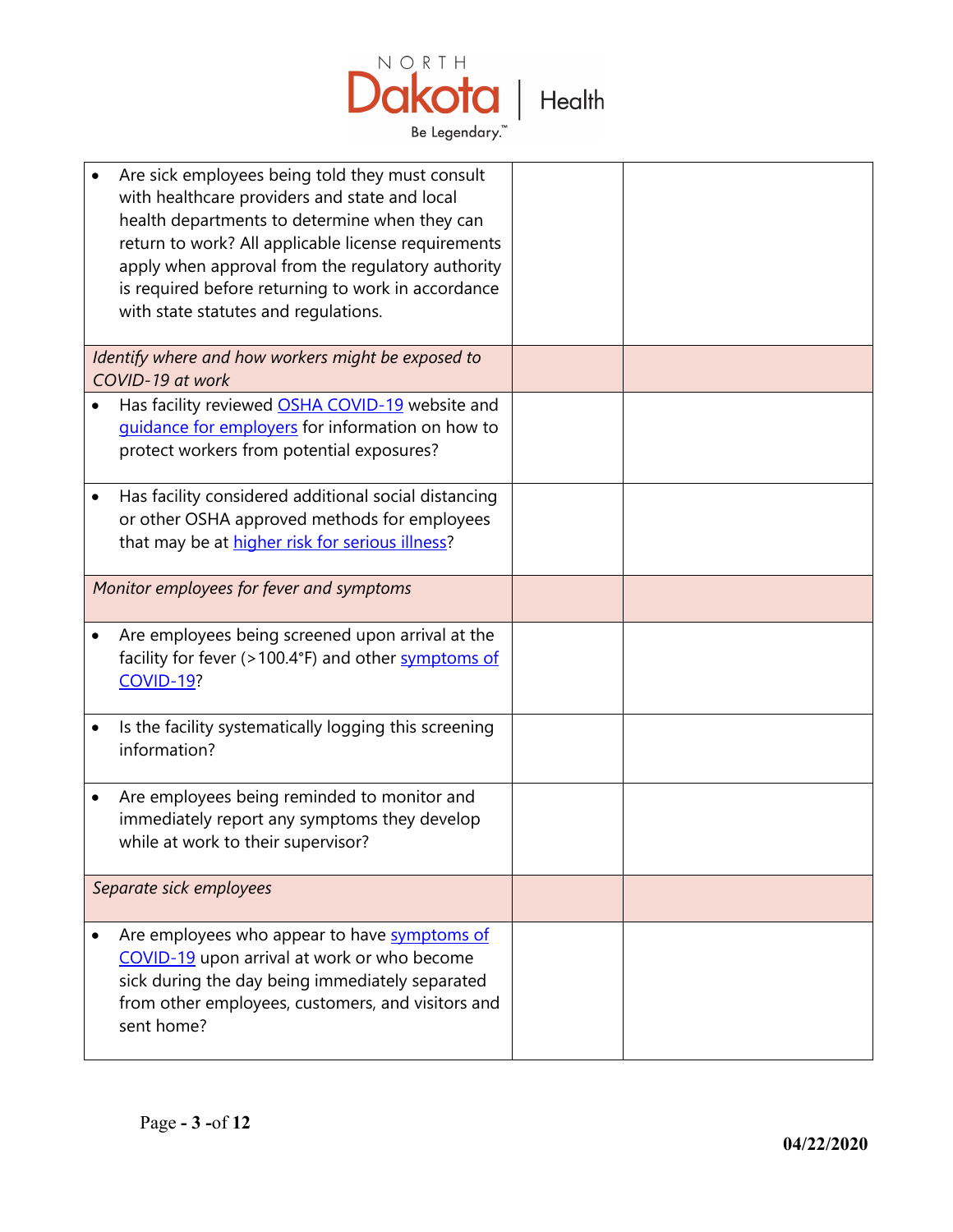| | | |
|---|---|---|
| • Are sick employees being told they must consult with healthcare providers and state and local health departments to determine when they can return to work? All applicable license requirements apply when approval from the regulatory authority is required before returning to work in accordance with state statutes and regulations. | | |
| *Identify where and how workers might be exposed to COVID-19 at work* | | |
| • Has facility reviewed OSHA COVID-19 website and guidance for employers for information on how to protect workers from potential exposures? | | |
| • Has facility considered additional social distancing or other OSHA approved methods for employees that may be at higher risk for serious illness? | | |
| *Monitor employees for fever and symptoms* | | |
| • Are employees being screened upon arrival at the facility for fever (>100.4°F) and other symptoms of COVID-19? | | |
| • Is the facility systematically logging this screening information? | | |
| • Are employees being reminded to monitor and immediately report any symptoms they develop while at work to their supervisor? | | |
| *Separate sick employees* | | |
| • Are employees who appear to have symptoms of COVID-19 upon arrival at work or who become sick during the day being immediately separated from other employees, customers, and visitors and sent home? | | |

**04/22/2020**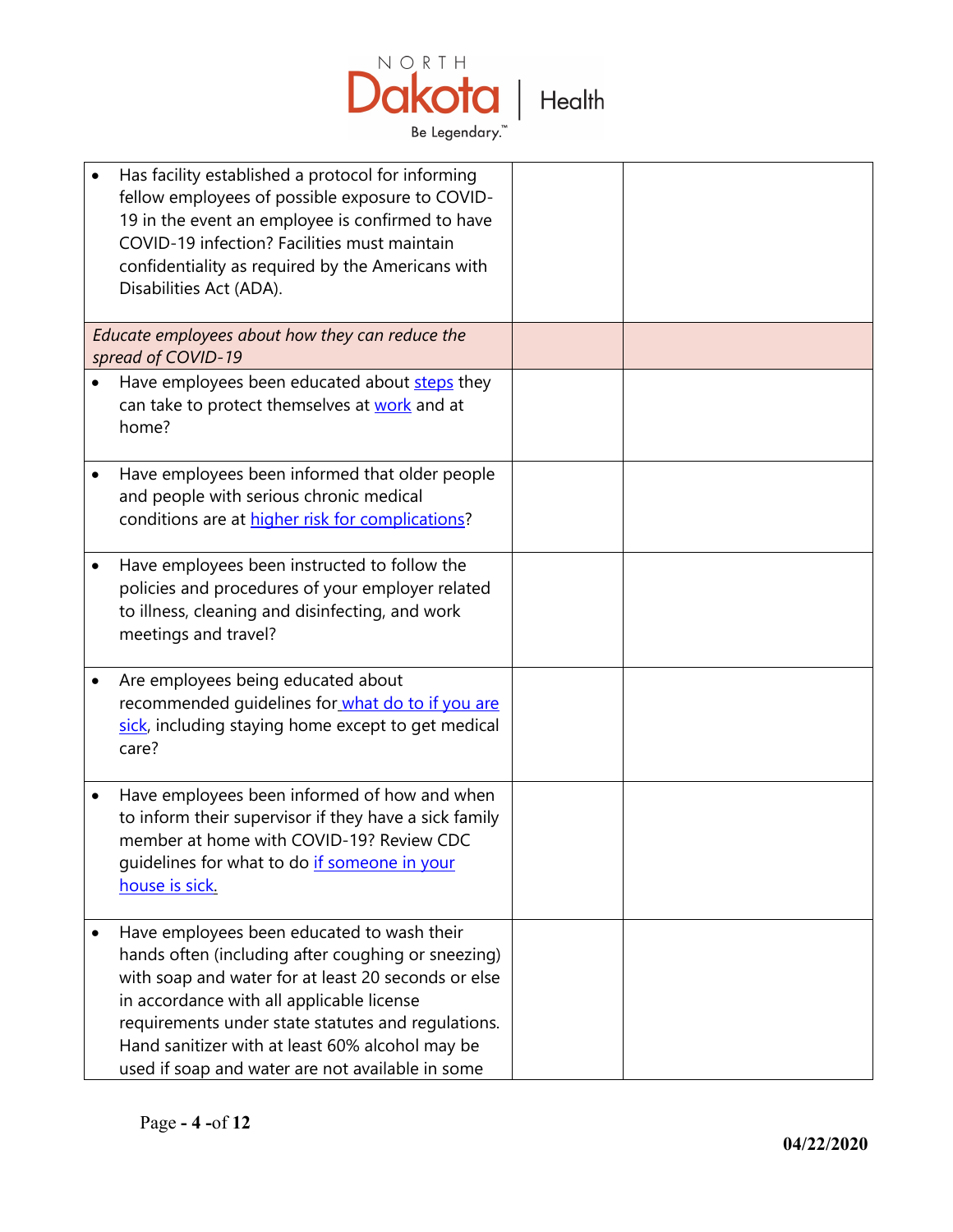| | | |
|---|---|---|
| • Has facility established a protocol for informing fellow employees of possible exposure to COVID-19 in the event an employee is confirmed to have COVID-19 infection? Facilities must maintain confidentiality as required by the Americans with Disabilities Act (ADA). | | |
| *Educate employees about how they can reduce the spread of COVID-19* | | |
| • Have employees been educated about [steps]() they can take to protect themselves at [work]() and at home? | | |
| • Have employees been informed that older people and people with serious chronic medical conditions are at [higher risk for complications]()? | | |
| • Have employees been instructed to follow the policies and procedures of your employer related to illness, cleaning and disinfecting, and work meetings and travel? | | |
| • Are employees being educated about recommended guidelines for [what do to if you are sick](), including staying home except to get medical care? | | |
| • Have employees been informed of how and when to inform their supervisor if they have a sick family member at home with COVID-19? Review CDC guidelines for what to do [if someone in your house is sick](). | | |
| • Have employees been educated to wash their hands often (including after coughing or sneezing) with soap and water for at least 20 seconds or else in accordance with all applicable license requirements under state statutes and regulations. Hand sanitizer with at least 60% alcohol may be used if soap and water are not available in some | | |

04/22/2020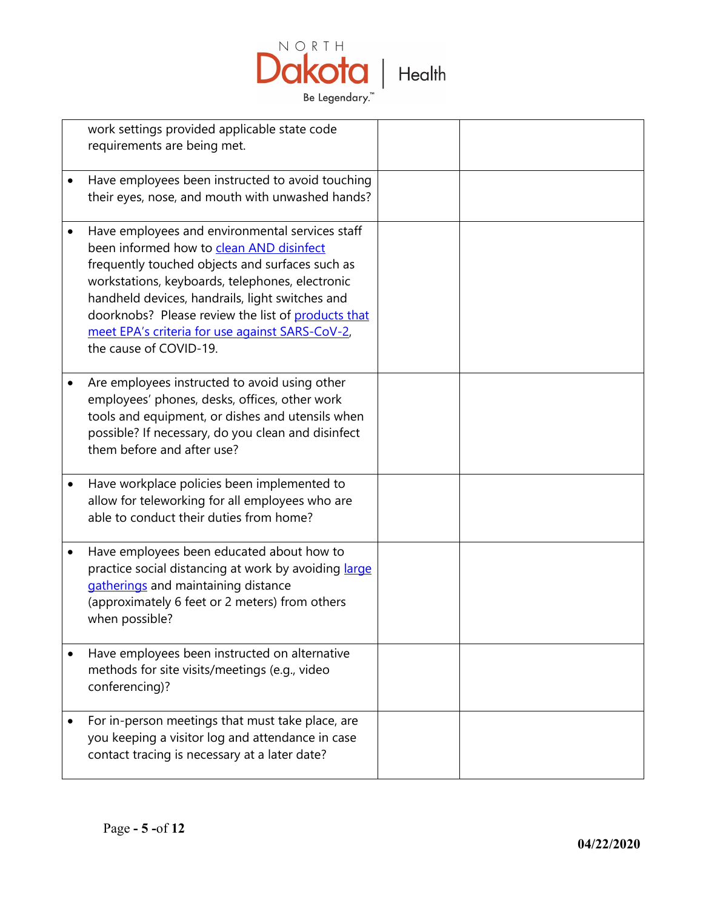| | | |
|---|---|---|
| work settings provided applicable state code requirements are being met. | | |
| • Have employees been instructed to avoid touching their eyes, nose, and mouth with unwashed hands? | | |
| • Have employees and environmental services staff been informed how to clean AND disinfect frequently touched objects and surfaces such as workstations, keyboards, telephones, electronic handheld devices, handrails, light switches and doorknobs? Please review the list of products that meet EPA's criteria for use against SARS-CoV-2, the cause of COVID-19. | | |
| • Are employees instructed to avoid using other employees' phones, desks, offices, other work tools and equipment, or dishes and utensils when possible? If necessary, do you clean and disinfect them before and after use? | | |
| • Have workplace policies been implemented to allow for teleworking for all employees who are able to conduct their duties from home? | | |
| • Have employees been educated about how to practice social distancing at work by avoiding large gatherings and maintaining distance (approximately 6 feet or 2 meters) from others when possible? | | |
| • Have employees been instructed on alternative methods for site visits/meetings (e.g., video conferencing)? | | |
| • For in-person meetings that must take place, are you keeping a visitor log and attendance in case contact tracing is necessary at a later date? | | |

04/22/2020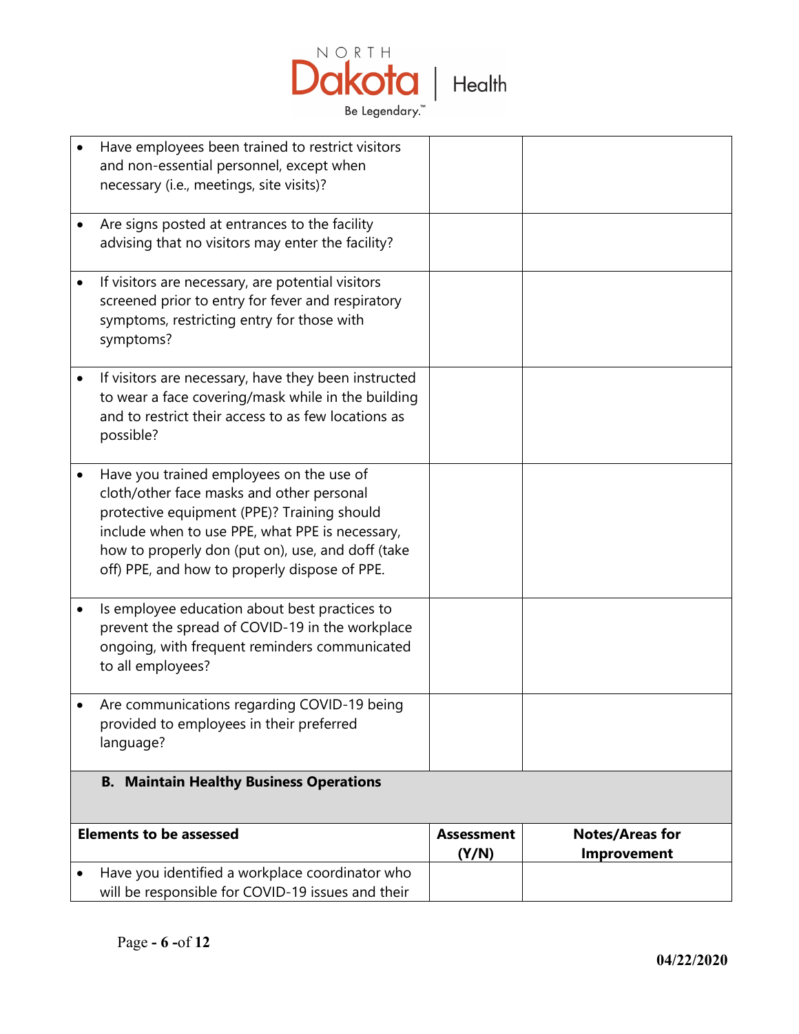| | | |
|---|---|---|
| • Have employees been trained to restrict visitors and non-essential personnel, except when necessary (i.e., meetings, site visits)? | | |
| • Are signs posted at entrances to the facility advising that no visitors may enter the facility? | | |
| • If visitors are necessary, are potential visitors screened prior to entry for fever and respiratory symptoms, restricting entry for those with symptoms? | | |
| • If visitors are necessary, have they been instructed to wear a face covering/mask while in the building and to restrict their access to as few locations as possible? | | |
| • Have you trained employees on the use of cloth/other face masks and other personal protective equipment (PPE)? Training should include when to use PPE, what PPE is necessary, how to properly don (put on), use, and doff (take off) PPE, and how to properly dispose of PPE. | | |
| • Is employee education about best practices to prevent the spread of COVID-19 in the workplace ongoing, with frequent reminders communicated to all employees? | | |
| • Are communications regarding COVID-19 being provided to employees in their preferred language? | | |

**B. Maintain Healthy Business Operations**

| Elements to be assessed | Assessment (Y/N) | Notes/Areas for Improvement |
|---|---|---|
| • Have you identified a workplace coordinator who will be responsible for COVID-19 issues and their | | |

04/22/2020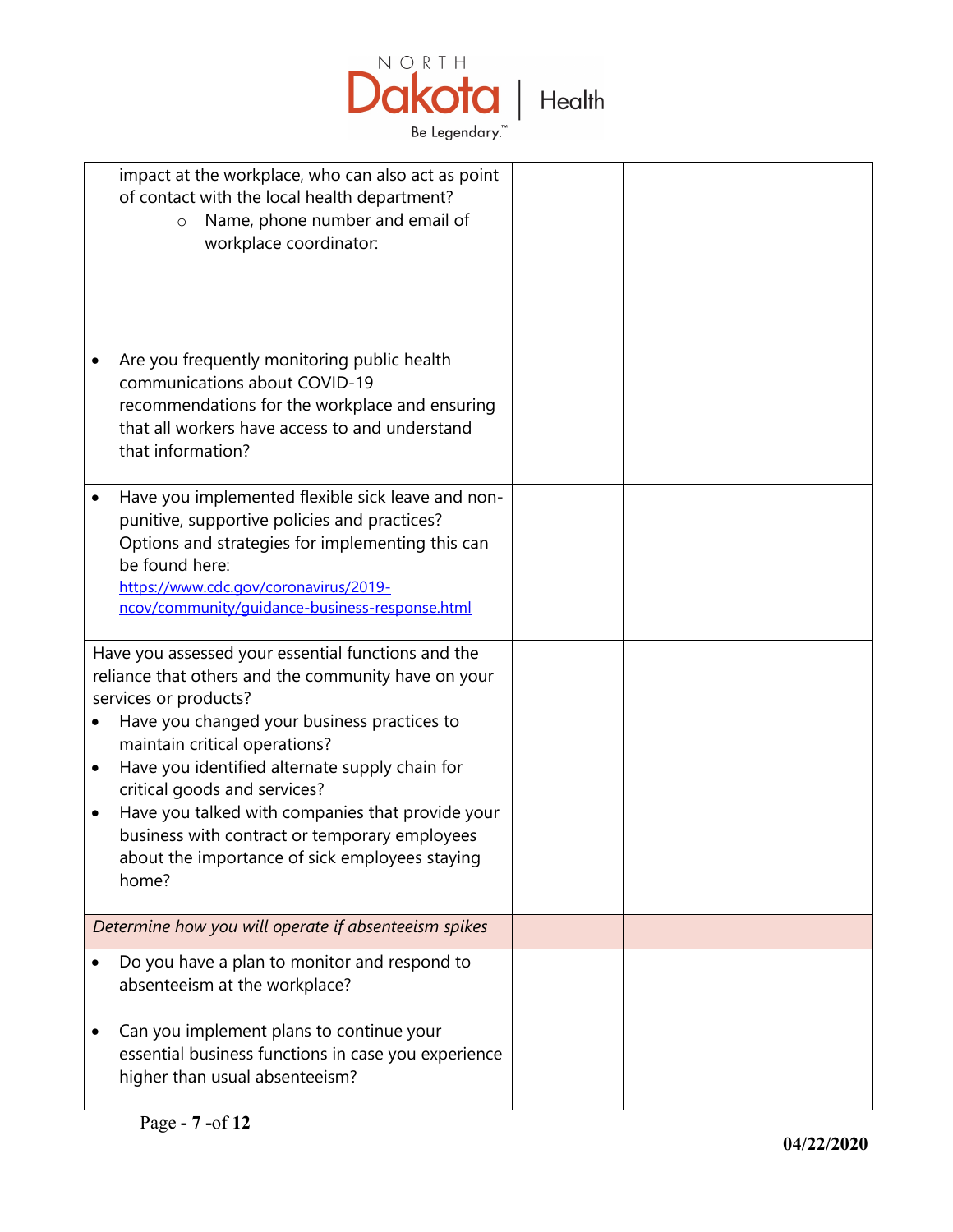| | | |
|---|---|---|
| impact at the workplace, who can also act as point of contact with the local health department?<br>◦ Name, phone number and email of workplace coordinator: | | |
| • Are you frequently monitoring public health communications about COVID-19 recommendations for the workplace and ensuring that all workers have access to and understand that information? | | |
| • Have you implemented flexible sick leave and non-punitive, supportive policies and practices? Options and strategies for implementing this can be found here: https://www.cdc.gov/coronavirus/2019-ncov/community/guidance-business-response.html | | |
| Have you assessed your essential functions and the reliance that others and the community have on your services or products?<br>• Have you changed your business practices to maintain critical operations?<br>• Have you identified alternate supply chain for critical goods and services?<br>• Have you talked with companies that provide your business with contract or temporary employees about the importance of sick employees staying home? | | |
| *Determine how you will operate if absenteeism spikes* | | |
| • Do you have a plan to monitor and respond to absenteeism at the workplace? | | |
| • Can you implement plans to continue your essential business functions in case you experience higher than usual absenteeism? | | |

04/22/2020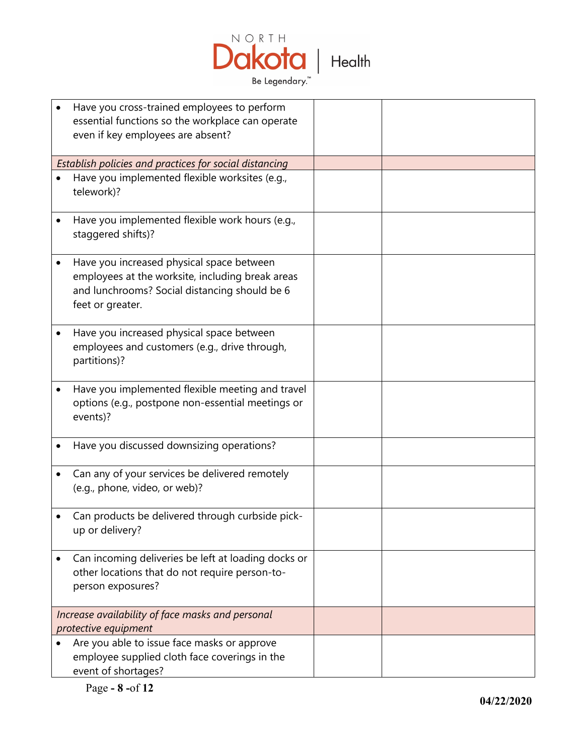| | | |
|---|---|---|
| • Have you cross-trained employees to perform essential functions so the workplace can operate even if key employees are absent? | | |
| *Establish policies and practices for social distancing* | | |
| • Have you implemented flexible worksites (e.g., telework)? | | |
| • Have you implemented flexible work hours (e.g., staggered shifts)? | | |
| • Have you increased physical space between employees at the worksite, including break areas and lunchrooms? Social distancing should be 6 feet or greater. | | |
| • Have you increased physical space between employees and customers (e.g., drive through, partitions)? | | |
| • Have you implemented flexible meeting and travel options (e.g., postpone non-essential meetings or events)? | | |
| • Have you discussed downsizing operations? | | |
| • Can any of your services be delivered remotely (e.g., phone, video, or web)? | | |
| • Can products be delivered through curbside pick-up or delivery? | | |
| • Can incoming deliveries be left at loading docks or other locations that do not require person-to-person exposures? | | |
| *Increase availability of face masks and personal protective equipment* | | |
| • Are you able to issue face masks or approve employee supplied cloth face coverings in the event of shortages? | | |

04/22/2020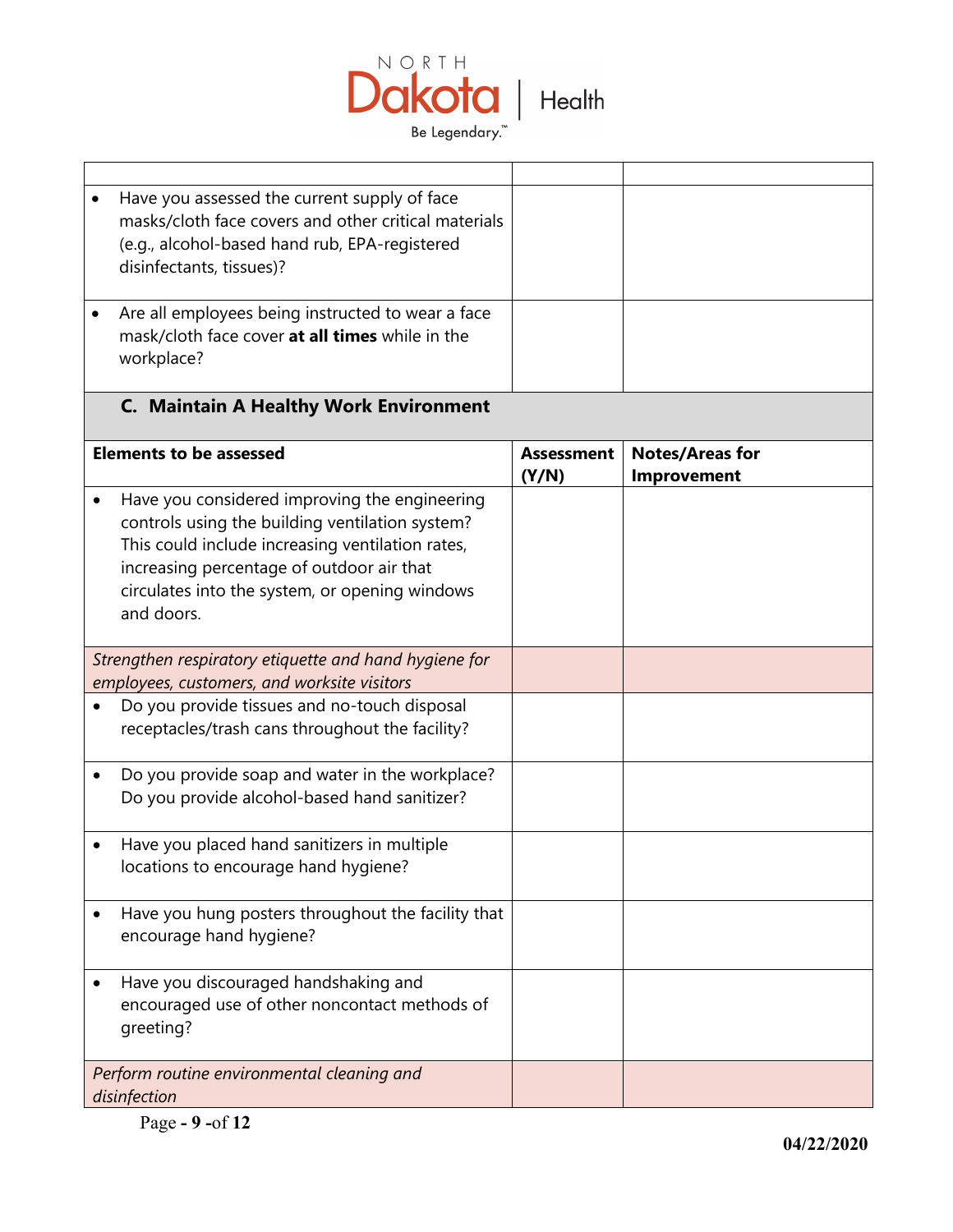| | | |
|---|---|---|
| • Have you assessed the current supply of face masks/cloth face covers and other critical materials (e.g., alcohol-based hand rub, EPA-registered disinfectants, tissues)? | | |
| • Are all employees being instructed to wear a face mask/cloth face cover **at all times** while in the workplace? | | |

### C. Maintain A Healthy Work Environment

| **Elements to be assessed** | **Assessment (Y/N)** | **Notes/Areas for Improvement** |
|---|---|---|
| • Have you considered improving the engineering controls using the building ventilation system? This could include increasing ventilation rates, increasing percentage of outdoor air that circulates into the system, or opening windows and doors. | | |
| *Strengthen respiratory etiquette and hand hygiene for employees, customers, and worksite visitors* | | |
| • Do you provide tissues and no-touch disposal receptacles/trash cans throughout the facility? | | |
| • Do you provide soap and water in the workplace? Do you provide alcohol-based hand sanitizer? | | |
| • Have you placed hand sanitizers in multiple locations to encourage hand hygiene? | | |
| • Have you hung posters throughout the facility that encourage hand hygiene? | | |
| • Have you discouraged handshaking and encouraged use of other noncontact methods of greeting? | | |
| *Perform routine environmental cleaning and disinfection* | | |

**04/22/2020**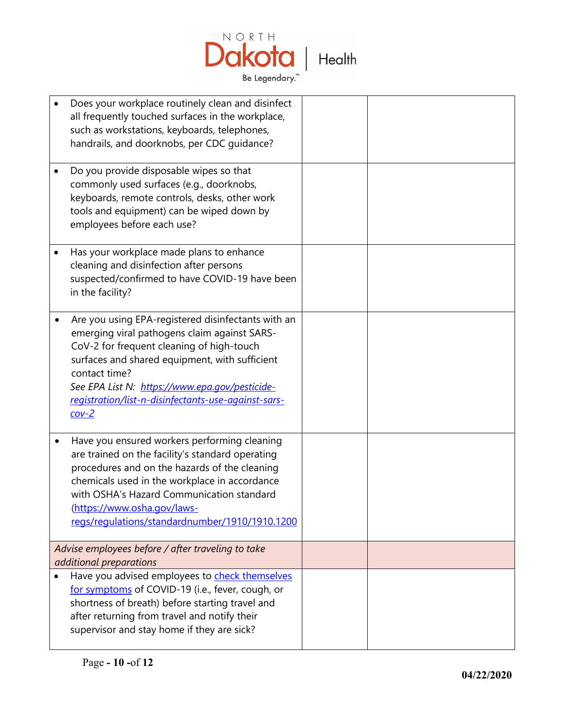| | | |
|---|---|---|
| • Does your workplace routinely clean and disinfect all frequently touched surfaces in the workplace, such as workstations, keyboards, telephones, handrails, and doorknobs, per CDC guidance? | | |
| • Do you provide disposable wipes so that commonly used surfaces (e.g., doorknobs, keyboards, remote controls, desks, other work tools and equipment) can be wiped down by employees before each use? | | |
| • Has your workplace made plans to enhance cleaning and disinfection after persons suspected/confirmed to have COVID-19 have been in the facility? | | |
| • Are you using EPA-registered disinfectants with an emerging viral pathogens claim against SARS-CoV-2 for frequent cleaning of high-touch surfaces and shared equipment, with sufficient contact time? *See EPA List N: [https://www.epa.gov/pesticide-registration/list-n-disinfectants-use-against-sars-cov-2](https://www.epa.gov/pesticide-registration/list-n-disinfectants-use-against-sars-cov-2)* | | |
| • Have you ensured workers performing cleaning are trained on the facility's standard operating procedures and on the hazards of the cleaning chemicals used in the workplace in accordance with OSHA's Hazard Communication standard ([https://www.osha.gov/laws-regs/regulations/standardnumber/1910/1910.1200](https://www.osha.gov/laws-regs/regulations/standardnumber/1910/1910.1200)) | | |
| *Advise employees before / after traveling to take additional preparations* | | |
| • Have you advised employees to check themselves for symptoms of COVID-19 (i.e., fever, cough, or shortness of breath) before starting travel and after returning from travel and notify their supervisor and stay home if they are sick? | | |

04/22/2020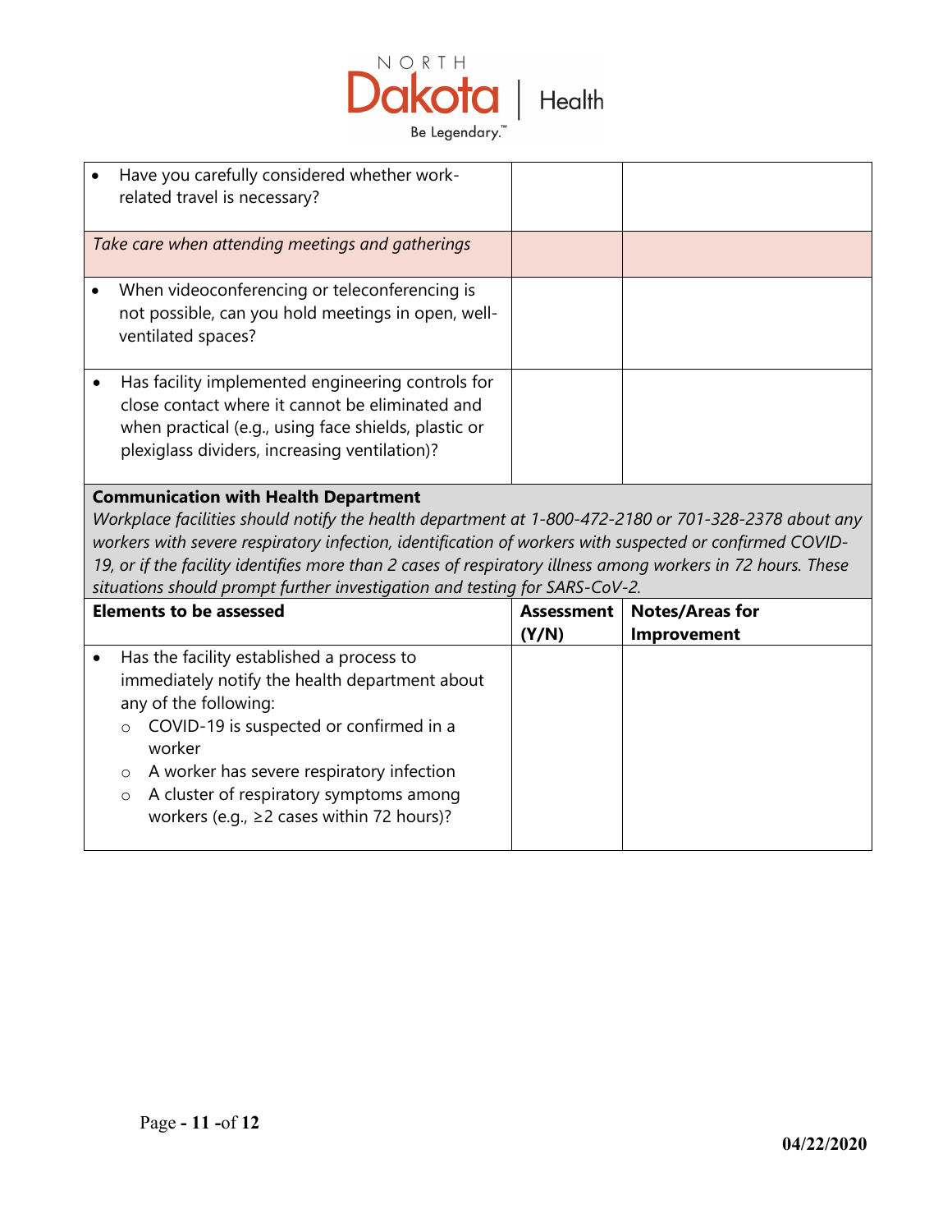| | | |
|---|---|---|
| • Have you carefully considered whether work-related travel is necessary? | | |
| *Take care when attending meetings and gatherings* | | |
| • When videoconferencing or teleconferencing is not possible, can you hold meetings in open, well-ventilated spaces? | | |
| • Has facility implemented engineering controls for close contact where it cannot be eliminated and when practical (e.g., using face shields, plastic or plexiglass dividers, increasing ventilation)? | | |

**Communication with Health Department**

*Workplace facilities should notify the health department at 1-800-472-2180 or 701-328-2378 about any workers with severe respiratory infection, identification of workers with suspected or confirmed COVID-19, or if the facility identifies more than 2 cases of respiratory illness among workers in 72 hours. These situations should prompt further investigation and testing for SARS-CoV-2.*

| Elements to be assessed | Assessment (Y/N) | Notes/Areas for Improvement |
|---|---|---|
| • Has the facility established a process to immediately notify the health department about any of the following:<br>○ COVID-19 is suspected or confirmed in a worker<br>○ A worker has severe respiratory infection<br>○ A cluster of respiratory symptoms among workers (e.g., ≥2 cases within 72 hours)? | | |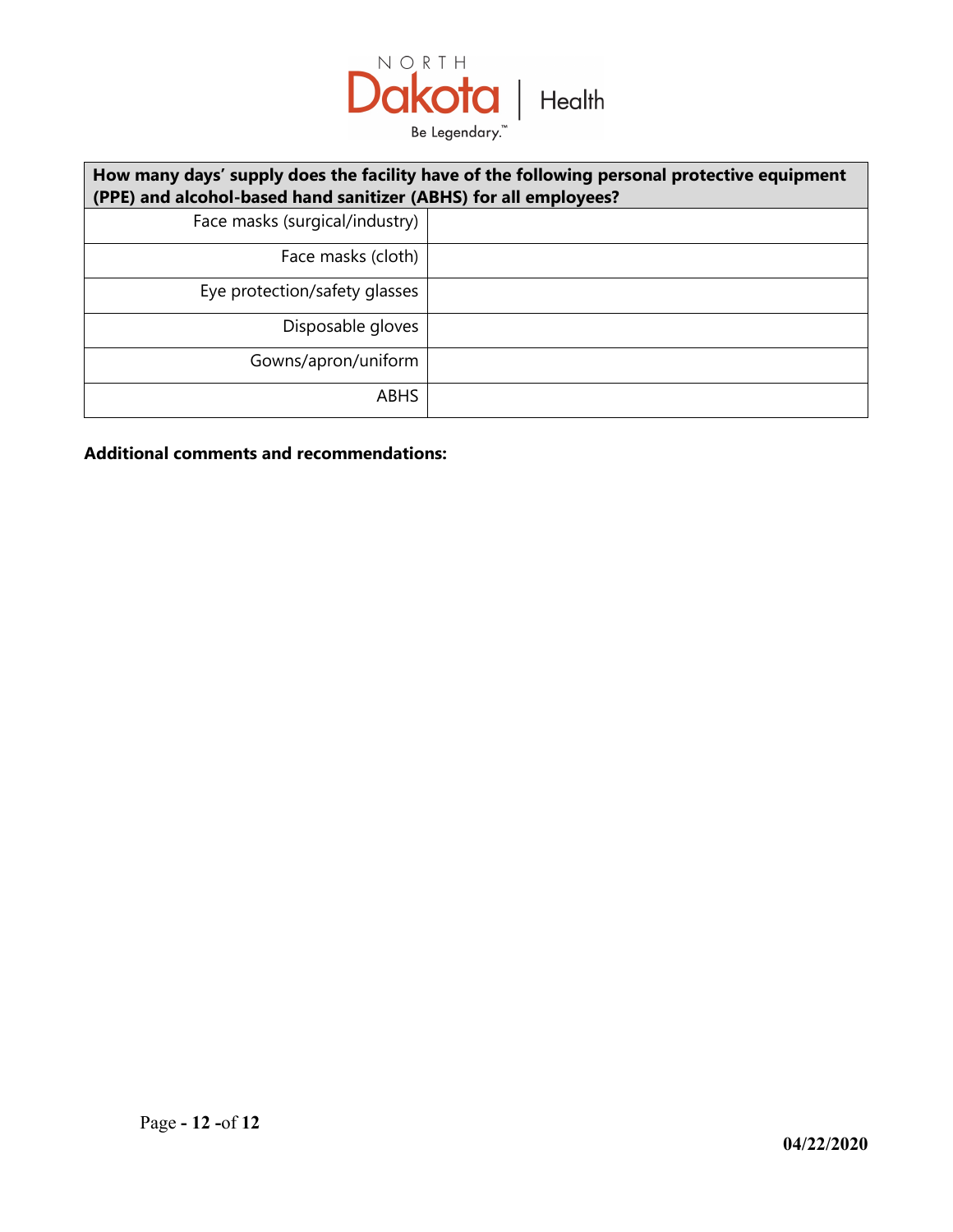| How many days' supply does the facility have of the following personal protective equipment (PPE) and alcohol-based hand sanitizer (ABHS) for all employees? | |
|---|---|
| Face masks (surgical/industry) | |
| Face masks (cloth) | |
| Eye protection/safety glasses | |
| Disposable gloves | |
| Gowns/apron/uniform | |
| ABHS | |

**Additional comments and recommendations:**

04/22/2020